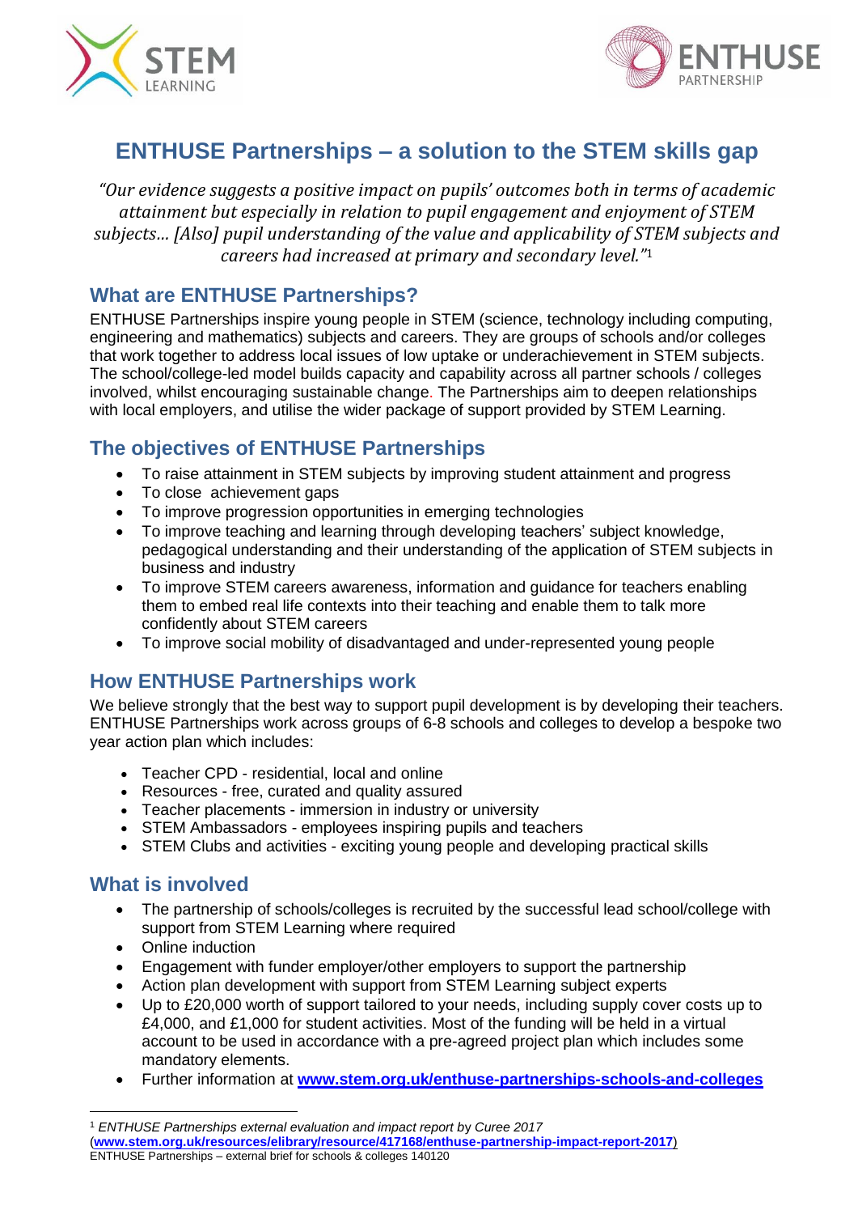# ENTHUSE Partnerships – a solution to the STEM skills gap

*"Our evidence suggests a positive impact on pupils' outcomes both in terms of academic attainment but especially in relation to pupil engagement and enjoyment of STEM subjects… [Also] pupil understanding of the value and applicability of STEM subjects and careers had increased at primary and secondary level."*[1]

## What are ENTHUSE Partnerships?

ENTHUSE Partnerships inspire young people in STEM (science, technology including computing, engineering and mathematics) subjects and careers. They are groups of schools and/or colleges that work together to address local issues of low uptake or underachievement in STEM subjects. The school/college-led model builds capacity and capability across all partner schools / colleges involved, whilst encouraging sustainable change. The Partnerships aim to deepen relationships with local employers, and utilise the wider package of support provided by STEM Learning.

## The objectives of ENTHUSE Partnerships

- To raise attainment in STEM subjects by improving student attainment and progress
- To close achievement gaps
- To improve progression opportunities in emerging technologies
- To improve teaching and learning through developing teachers' subject knowledge, pedagogical understanding and their understanding of the application of STEM subjects in business and industry
- To improve STEM careers awareness, information and guidance for teachers enabling them to embed real life contexts into their teaching and enable them to talk more confidently about STEM careers
- To improve social mobility of disadvantaged and under-represented young people

## How ENTHUSE Partnerships work

We believe strongly that the best way to support pupil development is by developing their teachers. ENTHUSE Partnerships work across groups of 6-8 schools and colleges to develop a bespoke two year action plan which includes:

- Teacher CPD - residential, local and online
- Resources - free, curated and quality assured
- Teacher placements - immersion in industry or university
- STEM Ambassadors - employees inspiring pupils and teachers
- STEM Clubs and activities - exciting young people and developing practical skills

## What is involved

- The partnership of schools/colleges is recruited by the successful lead school/college with support from STEM Learning where required
- Online induction
- Engagement with funder employer/other employers to support the partnership
- Action plan development with support from STEM Learning subject experts
- Up to £20,000 worth of support tailored to your needs, including supply cover costs up to £4,000, and £1,000 for student activities. Most of the funding will be held in a virtual account to be used in accordance with a pre-agreed project plan which includes some mandatory elements.
- Further information at **www.stem.org.uk/enthuse-partnerships-schools-and-colleges**

---

[1] *ENTHUSE Partnerships external evaluation and impact report by Curee 2017* (**www.stem.org.uk/resources/elibrary/resource/417168/enthuse-partnership-impact-report-2017**)

ENTHUSE Partnerships – external brief for schools & colleges 140120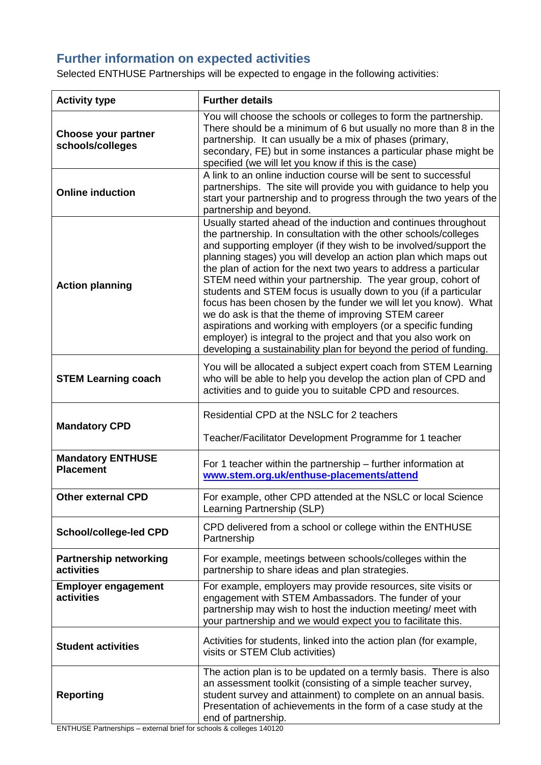## Further information on expected activities

Selected ENTHUSE Partnerships will be expected to engage in the following activities:

| Activity type | Further details |
|---|---|
| **Choose your partner schools/colleges** | You will choose the schools or colleges to form the partnership. There should be a minimum of 6 but usually no more than 8 in the partnership. It can usually be a mix of phases (primary, secondary, FE) but in some instances a particular phase might be specified (we will let you know if this is the case) |
| **Online induction** | A link to an online induction course will be sent to successful partnerships. The site will provide you with guidance to help you start your partnership and to progress through the two years of the partnership and beyond. |
| **Action planning** | Usually started ahead of the induction and continues throughout the partnership. In consultation with the other schools/colleges and supporting employer (if they wish to be involved/support the planning stages) you will develop an action plan which maps out the plan of action for the next two years to address a particular STEM need within your partnership. The year group, cohort of students and STEM focus is usually down to you (if a particular focus has been chosen by the funder we will let you know). What we do ask is that the theme of improving STEM career aspirations and working with employers (or a specific funding employer) is integral to the project and that you also work on developing a sustainability plan for beyond the period of funding. |
| **STEM Learning coach** | You will be allocated a subject expert coach from STEM Learning who will be able to help you develop the action plan of CPD and activities and to guide you to suitable CPD and resources. |
| **Mandatory CPD** | Residential CPD at the NSLC for 2 teachers<br><br>Teacher/Facilitator Development Programme for 1 teacher |
| **Mandatory ENTHUSE Placement** | For 1 teacher within the partnership – further information at **www.stem.org.uk/enthuse-placements/attend** |
| **Other external CPD** | For example, other CPD attended at the NSLC or local Science Learning Partnership (SLP) |
| **School/college-led CPD** | CPD delivered from a school or college within the ENTHUSE Partnership |
| **Partnership networking activities** | For example, meetings between schools/colleges within the partnership to share ideas and plan strategies. |
| **Employer engagement activities** | For example, employers may provide resources, site visits or engagement with STEM Ambassadors. The funder of your partnership may wish to host the induction meeting/ meet with your partnership and we would expect you to facilitate this. |
| **Student activities** | Activities for students, linked into the action plan (for example, visits or STEM Club activities) |
| **Reporting** | The action plan is to be updated on a termly basis. There is also an assessment toolkit (consisting of a simple teacher survey, student survey and attainment) to complete on an annual basis. Presentation of achievements in the form of a case study at the end of partnership. |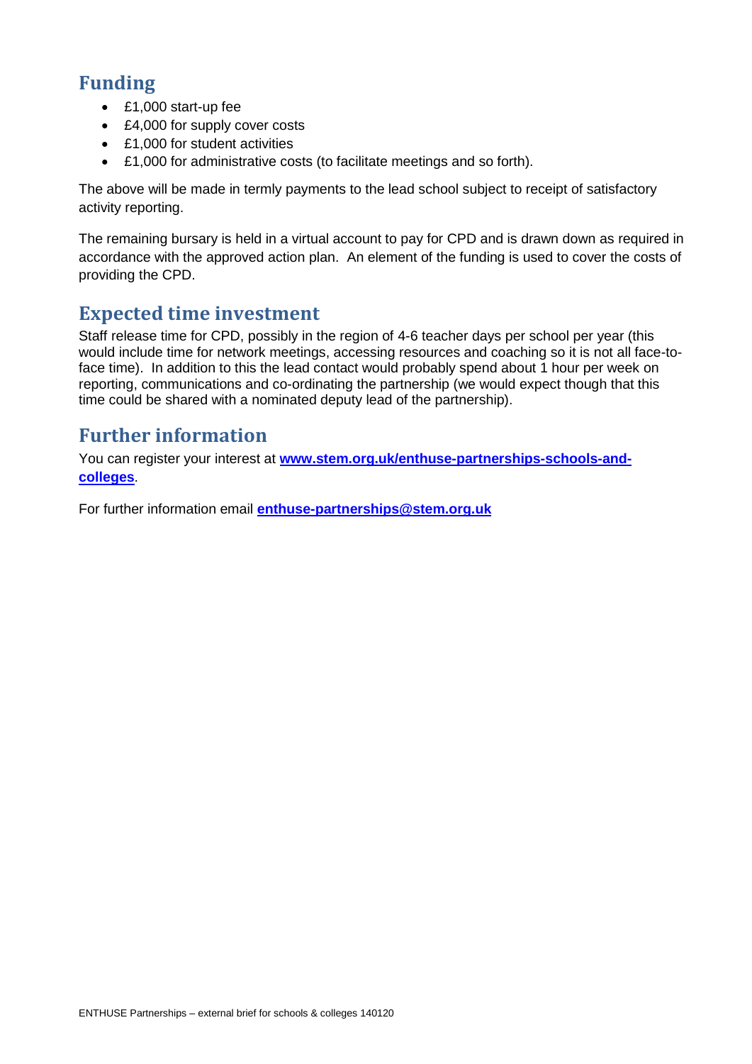## Funding

- £1,000 start-up fee
- £4,000 for supply cover costs
- £1,000 for student activities
- £1,000 for administrative costs (to facilitate meetings and so forth).

The above will be made in termly payments to the lead school subject to receipt of satisfactory activity reporting.

The remaining bursary is held in a virtual account to pay for CPD and is drawn down as required in accordance with the approved action plan. An element of the funding is used to cover the costs of providing the CPD.

## Expected time investment

Staff release time for CPD, possibly in the region of 4-6 teacher days per school per year (this would include time for network meetings, accessing resources and coaching so it is not all face-to-face time). In addition to this the lead contact would probably spend about 1 hour per week on reporting, communications and co-ordinating the partnership (we would expect though that this time could be shared with a nominated deputy lead of the partnership).

## Further information

You can register your interest at **[www.stem.org.uk/enthuse-partnerships-schools-and-colleges](www.stem.org.uk/enthuse-partnerships-schools-and-colleges)**.

For further information email **[enthuse-partnerships@stem.org.uk](mailto:enthuse-partnerships@stem.org.uk)**